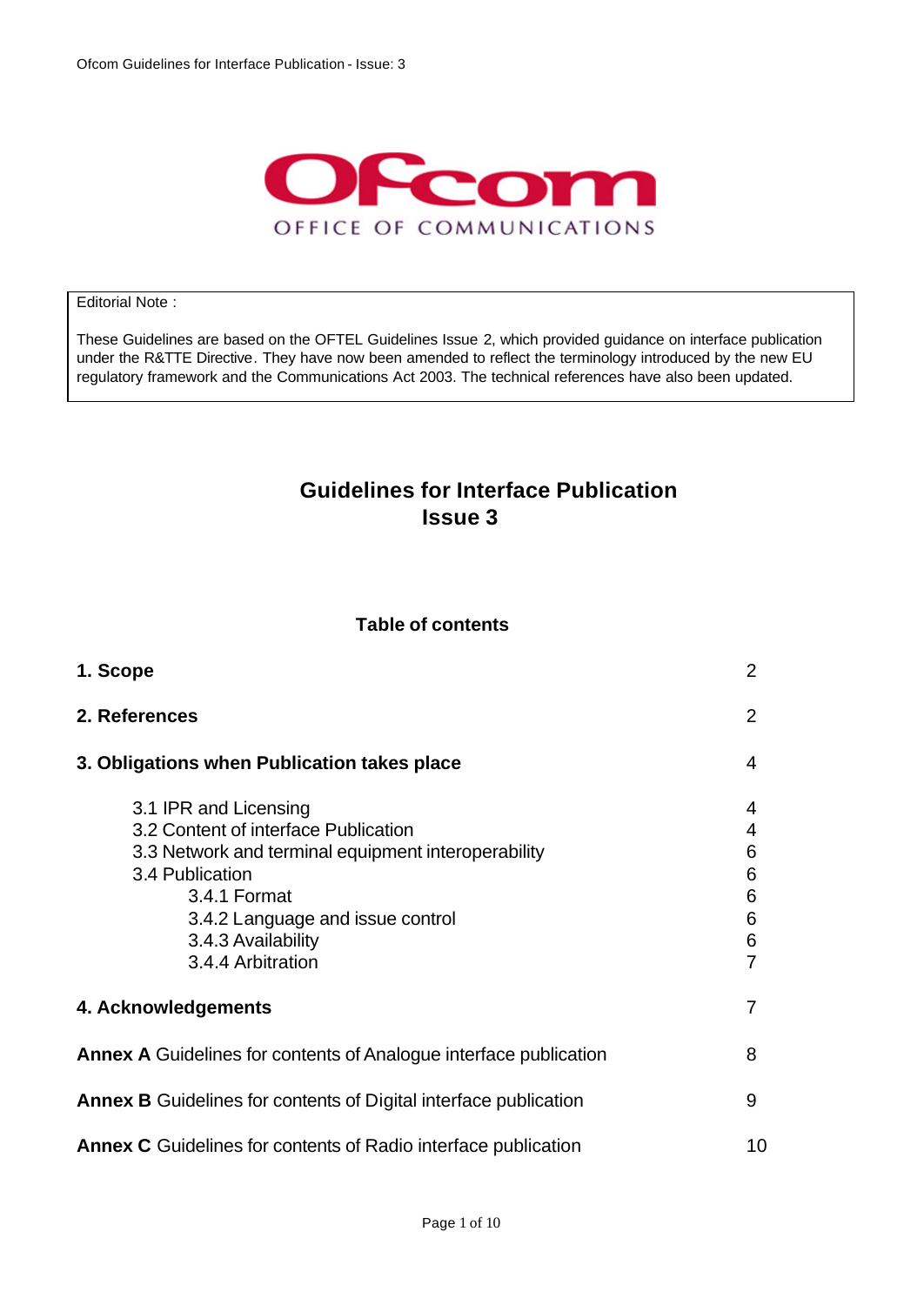OFFICE OF COMMUNICATIONS

Editorial Note :

These Guidelines are based on the OFTEL Guidelines Issue 2, which provided guidance on interface publication under the R&TTE Directive. They have now been amended to reflect the terminology introduced by the new EU regulatory framework and the Communications Act 2003. The technical references have also been updated.

# Guidelines for Interface Publication
# Issue 3

## Table of contents

| | |
|---|---|
| **1. Scope** | 2 |
| **2. References** | 2 |
| **3. Obligations when Publication takes place** | 4 |
| 3.1 IPR and Licensing | 4 |
| 3.2 Content of interface Publication | 4 |
| 3.3 Network and terminal equipment interoperability | 6 |
| 3.4 Publication | 6 |
| 3.4.1 Format | 6 |
| 3.4.2 Language and issue control | 6 |
| 3.4.3 Availability | 6 |
| 3.4.4 Arbitration | 7 |
| **4. Acknowledgements** | 7 |
| **Annex A** Guidelines for contents of Analogue interface publication | 8 |
| **Annex B** Guidelines for contents of Digital interface publication | 9 |
| **Annex C** Guidelines for contents of Radio interface publication | 10 |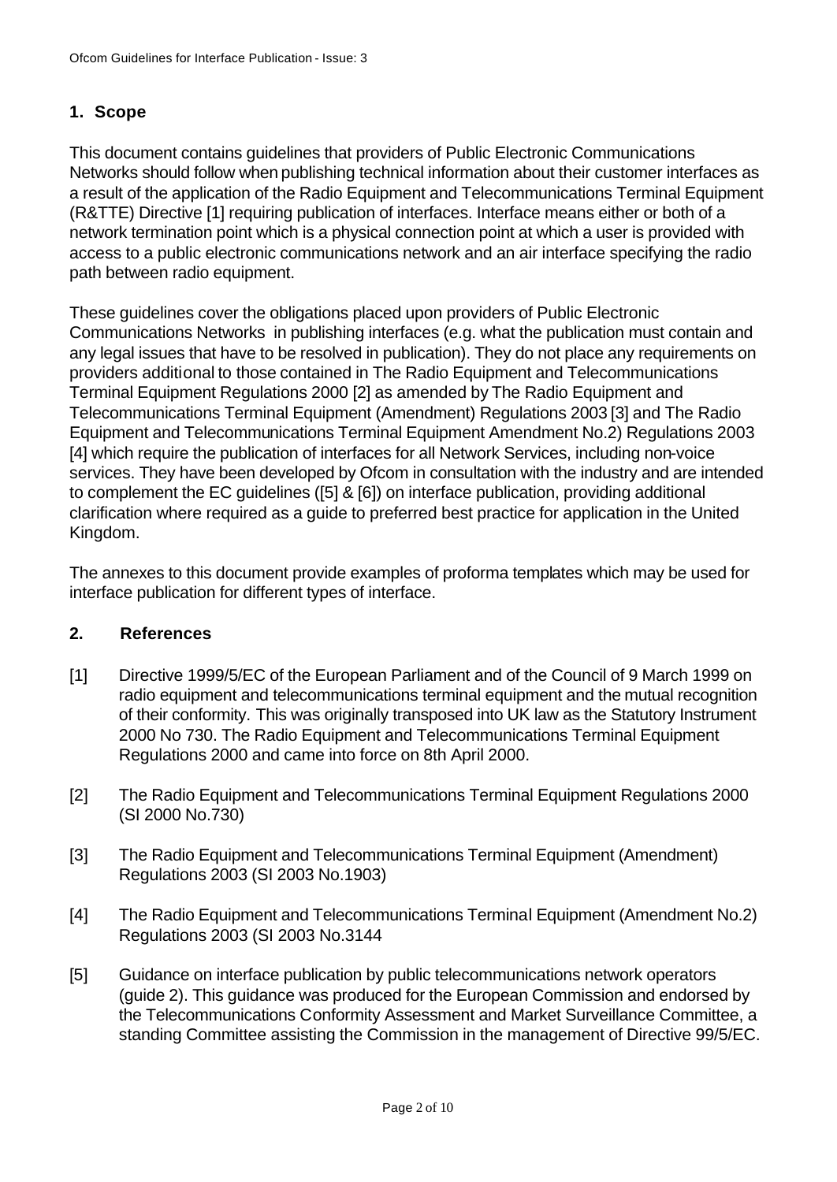## 1. Scope

This document contains guidelines that providers of Public Electronic Communications Networks should follow when publishing technical information about their customer interfaces as a result of the application of the Radio Equipment and Telecommunications Terminal Equipment (R&TTE) Directive [1] requiring publication of interfaces. Interface means either or both of a network termination point which is a physical connection point at which a user is provided with access to a public electronic communications network and an air interface specifying the radio path between radio equipment.

These guidelines cover the obligations placed upon providers of Public Electronic Communications Networks in publishing interfaces (e.g. what the publication must contain and any legal issues that have to be resolved in publication). They do not place any requirements on providers additional to those contained in The Radio Equipment and Telecommunications Terminal Equipment Regulations 2000 [2] as amended by The Radio Equipment and Telecommunications Terminal Equipment (Amendment) Regulations 2003 [3] and The Radio Equipment and Telecommunications Terminal Equipment Amendment No.2) Regulations 2003 [4] which require the publication of interfaces for all Network Services, including non-voice services. They have been developed by Ofcom in consultation with the industry and are intended to complement the EC guidelines ([5] & [6]) on interface publication, providing additional clarification where required as a guide to preferred best practice for application in the United Kingdom.

The annexes to this document provide examples of proforma templates which may be used for interface publication for different types of interface.

## 2. References

[1] Directive 1999/5/EC of the European Parliament and of the Council of 9 March 1999 on radio equipment and telecommunications terminal equipment and the mutual recognition of their conformity. This was originally transposed into UK law as the Statutory Instrument 2000 No 730. The Radio Equipment and Telecommunications Terminal Equipment Regulations 2000 and came into force on 8th April 2000.

[2] The Radio Equipment and Telecommunications Terminal Equipment Regulations 2000 (SI 2000 No.730)

[3] The Radio Equipment and Telecommunications Terminal Equipment (Amendment) Regulations 2003 (SI 2003 No.1903)

[4] The Radio Equipment and Telecommunications Terminal Equipment (Amendment No.2) Regulations 2003 (SI 2003 No.3144

[5] Guidance on interface publication by public telecommunications network operators (guide 2). This guidance was produced for the European Commission and endorsed by the Telecommunications Conformity Assessment and Market Surveillance Committee, a standing Committee assisting the Commission in the management of Directive 99/5/EC.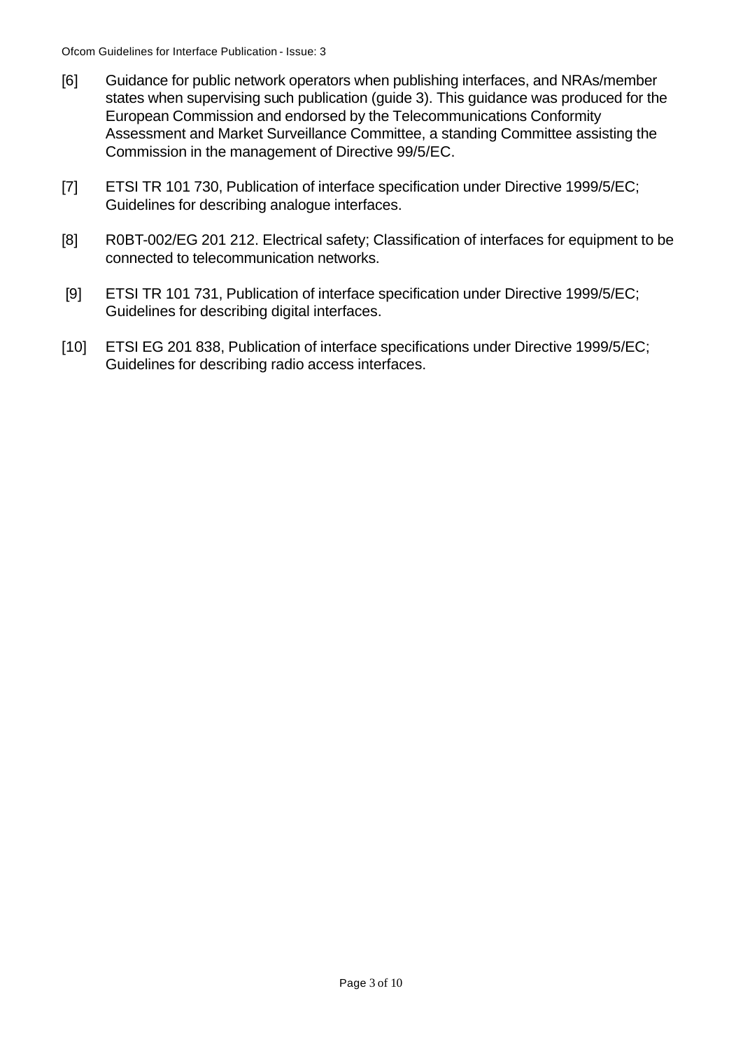[6] Guidance for public network operators when publishing interfaces, and NRAs/member states when supervising such publication (guide 3). This guidance was produced for the European Commission and endorsed by the Telecommunications Conformity Assessment and Market Surveillance Committee, a standing Committee assisting the Commission in the management of Directive 99/5/EC.

[7] ETSI TR 101 730, Publication of interface specification under Directive 1999/5/EC; Guidelines for describing analogue interfaces.

[8] R0BT-002/EG 201 212. Electrical safety; Classification of interfaces for equipment to be connected to telecommunication networks.

[9] ETSI TR 101 731, Publication of interface specification under Directive 1999/5/EC; Guidelines for describing digital interfaces.

[10] ETSI EG 201 838, Publication of interface specifications under Directive 1999/5/EC; Guidelines for describing radio access interfaces.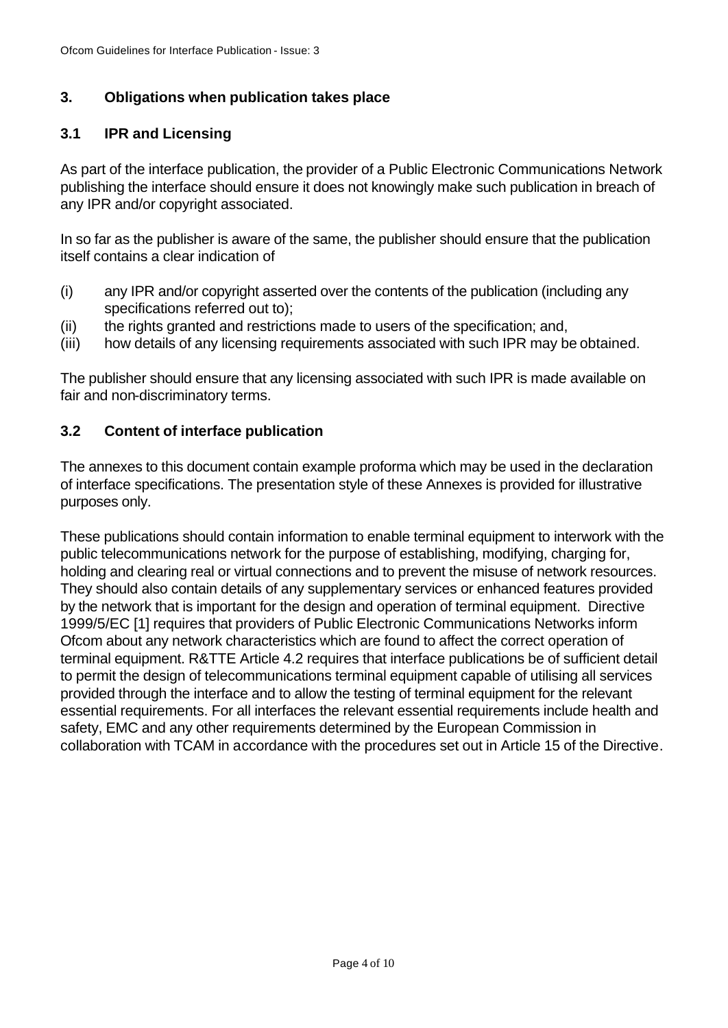## 3. Obligations when publication takes place

### 3.1 IPR and Licensing

As part of the interface publication, the provider of a Public Electronic Communications Network publishing the interface should ensure it does not knowingly make such publication in breach of any IPR and/or copyright associated.

In so far as the publisher is aware of the same, the publisher should ensure that the publication itself contains a clear indication of

(i) any IPR and/or copyright asserted over the contents of the publication (including any specifications referred out to);
(ii) the rights granted and restrictions made to users of the specification; and,
(iii) how details of any licensing requirements associated with such IPR may be obtained.

The publisher should ensure that any licensing associated with such IPR is made available on fair and non-discriminatory terms.

### 3.2 Content of interface publication

The annexes to this document contain example proforma which may be used in the declaration of interface specifications. The presentation style of these Annexes is provided for illustrative purposes only.

These publications should contain information to enable terminal equipment to interwork with the public telecommunications network for the purpose of establishing, modifying, charging for, holding and clearing real or virtual connections and to prevent the misuse of network resources. They should also contain details of any supplementary services or enhanced features provided by the network that is important for the design and operation of terminal equipment. Directive 1999/5/EC [1] requires that providers of Public Electronic Communications Networks inform Ofcom about any network characteristics which are found to affect the correct operation of terminal equipment. R&TTE Article 4.2 requires that interface publications be of sufficient detail to permit the design of telecommunications terminal equipment capable of utilising all services provided through the interface and to allow the testing of terminal equipment for the relevant essential requirements. For all interfaces the relevant essential requirements include health and safety, EMC and any other requirements determined by the European Commission in collaboration with TCAM in accordance with the procedures set out in Article 15 of the Directive.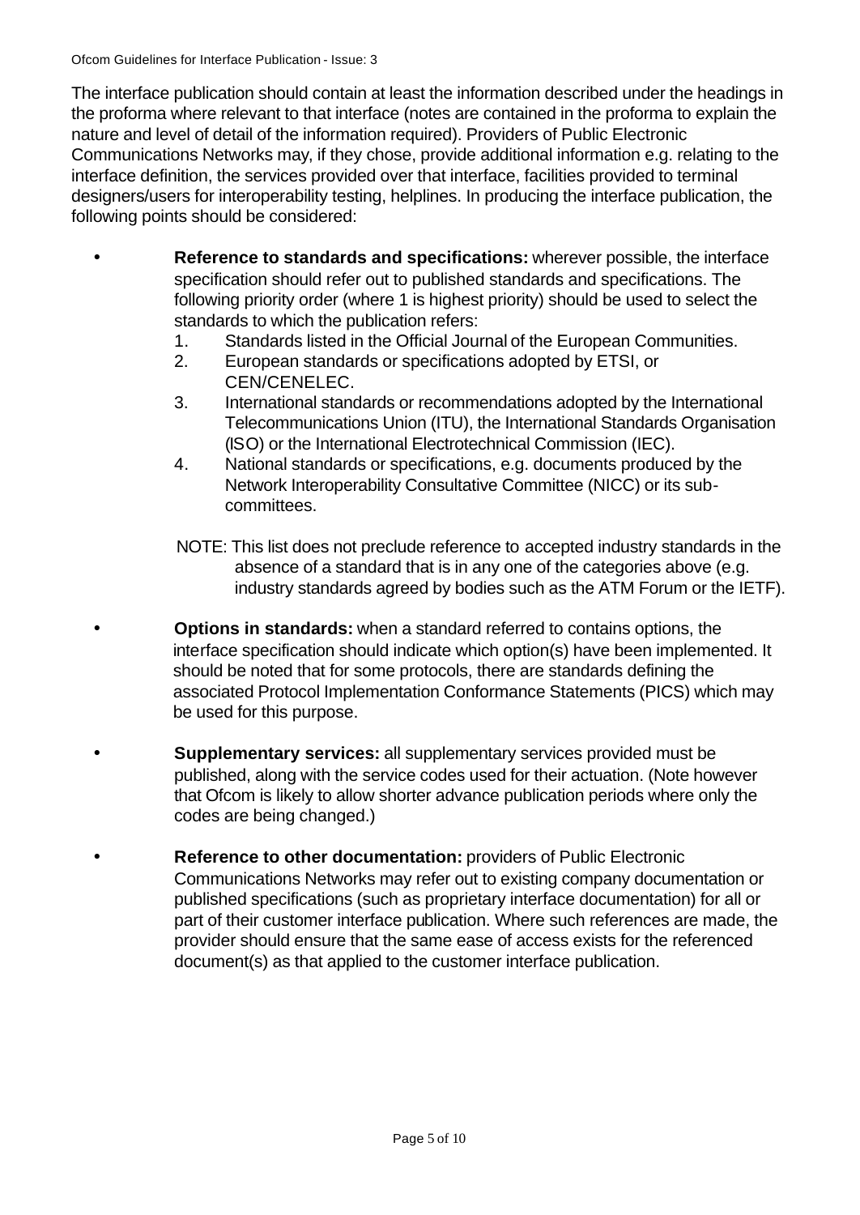The interface publication should contain at least the information described under the headings in the proforma where relevant to that interface (notes are contained in the proforma to explain the nature and level of detail of the information required). Providers of Public Electronic Communications Networks may, if they chose, provide additional information e.g. relating to the interface definition, the services provided over that interface, facilities provided to terminal designers/users for interoperability testing, helplines. In producing the interface publication, the following points should be considered:

- **Reference to standards and specifications:** wherever possible, the interface specification should refer out to published standards and specifications. The following priority order (where 1 is highest priority) should be used to select the standards to which the publication refers:
  1. Standards listed in the Official Journal of the European Communities.
  2. European standards or specifications adopted by ETSI, or CEN/CENELEC.
  3. International standards or recommendations adopted by the International Telecommunications Union (ITU), the International Standards Organisation (ISO) or the International Electrotechnical Commission (IEC).
  4. National standards or specifications, e.g. documents produced by the Network Interoperability Consultative Committee (NICC) or its sub-committees.

  NOTE: This list does not preclude reference to accepted industry standards in the absence of a standard that is in any one of the categories above (e.g. industry standards agreed by bodies such as the ATM Forum or the IETF).

- **Options in standards:** when a standard referred to contains options, the interface specification should indicate which option(s) have been implemented. It should be noted that for some protocols, there are standards defining the associated Protocol Implementation Conformance Statements (PICS) which may be used for this purpose.

- **Supplementary services:** all supplementary services provided must be published, along with the service codes used for their actuation. (Note however that Ofcom is likely to allow shorter advance publication periods where only the codes are being changed.)

- **Reference to other documentation:** providers of Public Electronic Communications Networks may refer out to existing company documentation or published specifications (such as proprietary interface documentation) for all or part of their customer interface publication. Where such references are made, the provider should ensure that the same ease of access exists for the referenced document(s) as that applied to the customer interface publication.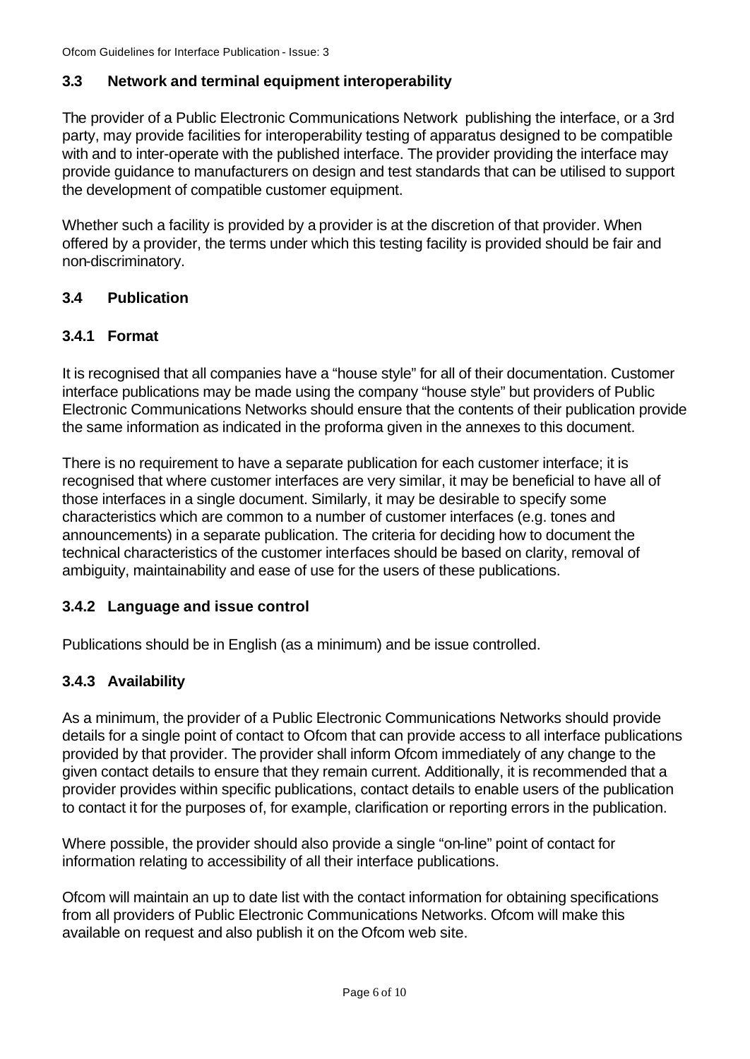### 3.3 Network and terminal equipment interoperability

The provider of a Public Electronic Communications Network publishing the interface, or a 3rd party, may provide facilities for interoperability testing of apparatus designed to be compatible with and to inter-operate with the published interface. The provider providing the interface may provide guidance to manufacturers on design and test standards that can be utilised to support the development of compatible customer equipment.

Whether such a facility is provided by a provider is at the discretion of that provider. When offered by a provider, the terms under which this testing facility is provided should be fair and non-discriminatory.

### 3.4 Publication

#### 3.4.1 Format

It is recognised that all companies have a "house style" for all of their documentation. Customer interface publications may be made using the company "house style" but providers of Public Electronic Communications Networks should ensure that the contents of their publication provide the same information as indicated in the proforma given in the annexes to this document.

There is no requirement to have a separate publication for each customer interface; it is recognised that where customer interfaces are very similar, it may be beneficial to have all of those interfaces in a single document. Similarly, it may be desirable to specify some characteristics which are common to a number of customer interfaces (e.g. tones and announcements) in a separate publication. The criteria for deciding how to document the technical characteristics of the customer interfaces should be based on clarity, removal of ambiguity, maintainability and ease of use for the users of these publications.

#### 3.4.2 Language and issue control

Publications should be in English (as a minimum) and be issue controlled.

#### 3.4.3 Availability

As a minimum, the provider of a Public Electronic Communications Networks should provide details for a single point of contact to Ofcom that can provide access to all interface publications provided by that provider. The provider shall inform Ofcom immediately of any change to the given contact details to ensure that they remain current. Additionally, it is recommended that a provider provides within specific publications, contact details to enable users of the publication to contact it for the purposes of, for example, clarification or reporting errors in the publication.

Where possible, the provider should also provide a single "on-line" point of contact for information relating to accessibility of all their interface publications.

Ofcom will maintain an up to date list with the contact information for obtaining specifications from all providers of Public Electronic Communications Networks. Ofcom will make this available on request and also publish it on the Ofcom web site.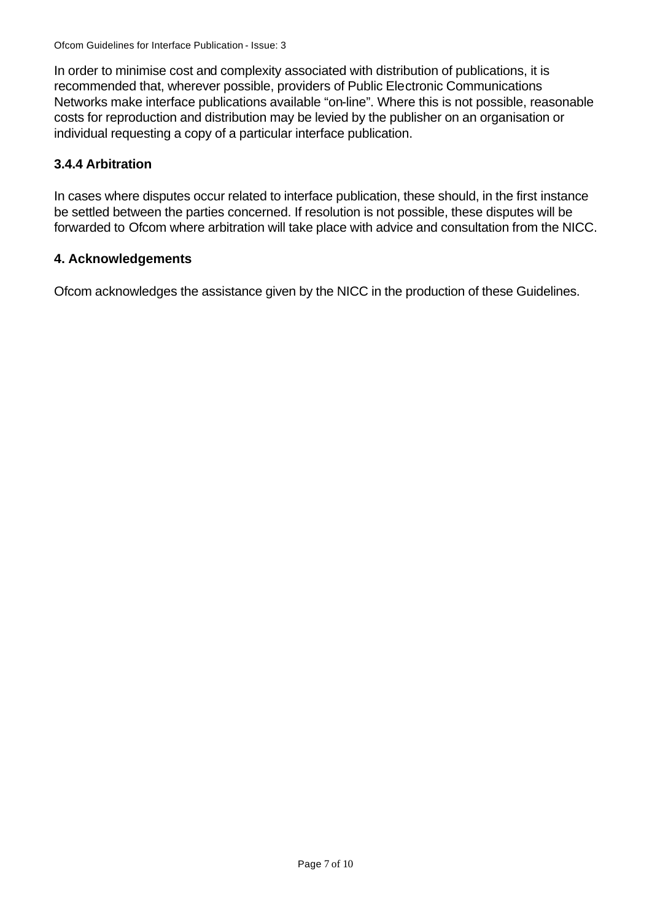In order to minimise cost and complexity associated with distribution of publications, it is recommended that, wherever possible, providers of Public Electronic Communications Networks make interface publications available "on-line". Where this is not possible, reasonable costs for reproduction and distribution may be levied by the publisher on an organisation or individual requesting a copy of a particular interface publication.

### 3.4.4 Arbitration

In cases where disputes occur related to interface publication, these should, in the first instance be settled between the parties concerned. If resolution is not possible, these disputes will be forwarded to Ofcom where arbitration will take place with advice and consultation from the NICC.

## 4. Acknowledgements

Ofcom acknowledges the assistance given by the NICC in the production of these Guidelines.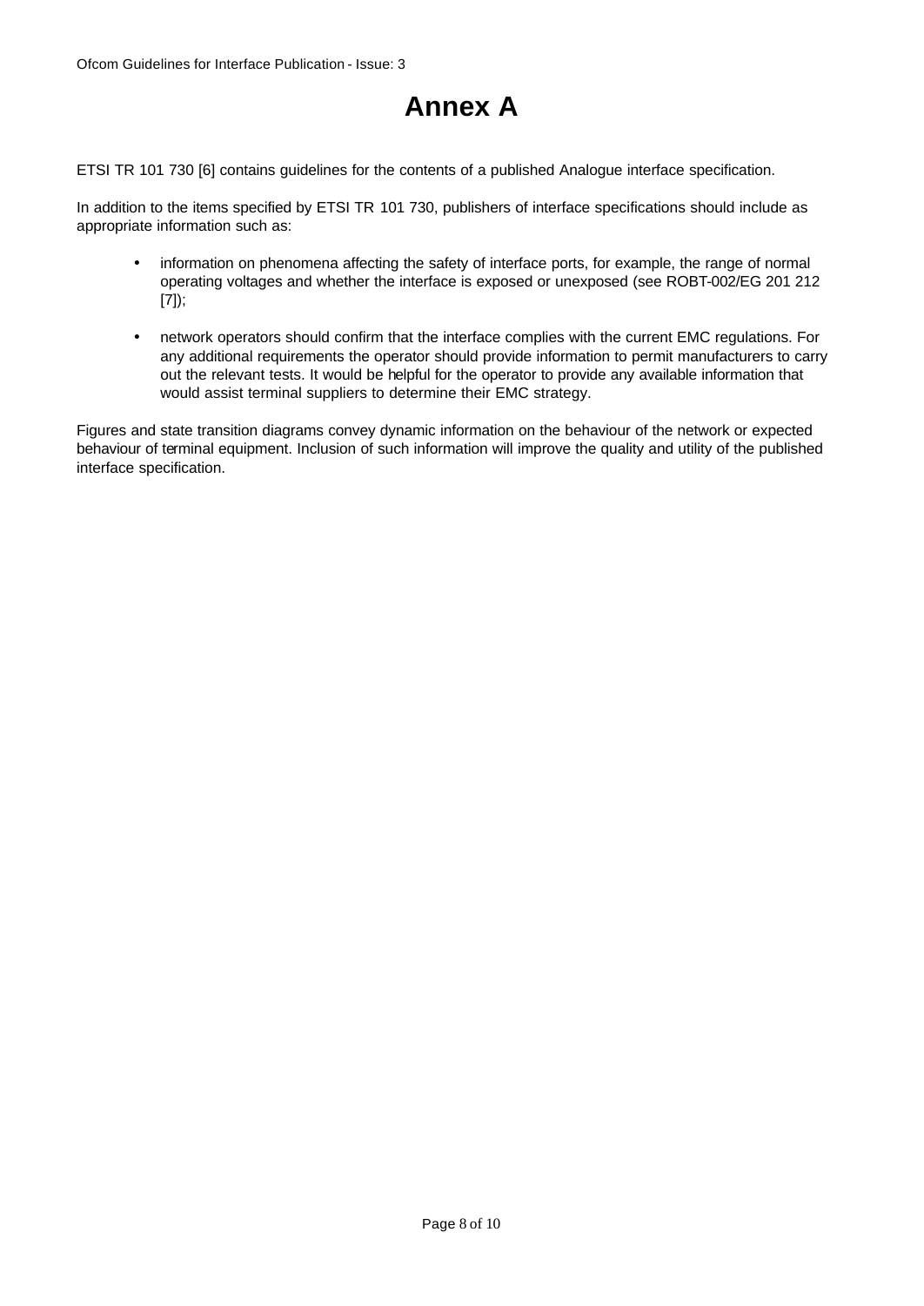# Annex A

ETSI TR 101 730 [6] contains guidelines for the contents of a published Analogue interface specification.

In addition to the items specified by ETSI TR 101 730, publishers of interface specifications should include as appropriate information such as:

- information on phenomena affecting the safety of interface ports, for example, the range of normal operating voltages and whether the interface is exposed or unexposed (see ROBT-002/EG 201 212 [7]);
- network operators should confirm that the interface complies with the current EMC regulations. For any additional requirements the operator should provide information to permit manufacturers to carry out the relevant tests. It would be helpful for the operator to provide any available information that would assist terminal suppliers to determine their EMC strategy.

Figures and state transition diagrams convey dynamic information on the behaviour of the network or expected behaviour of terminal equipment. Inclusion of such information will improve the quality and utility of the published interface specification.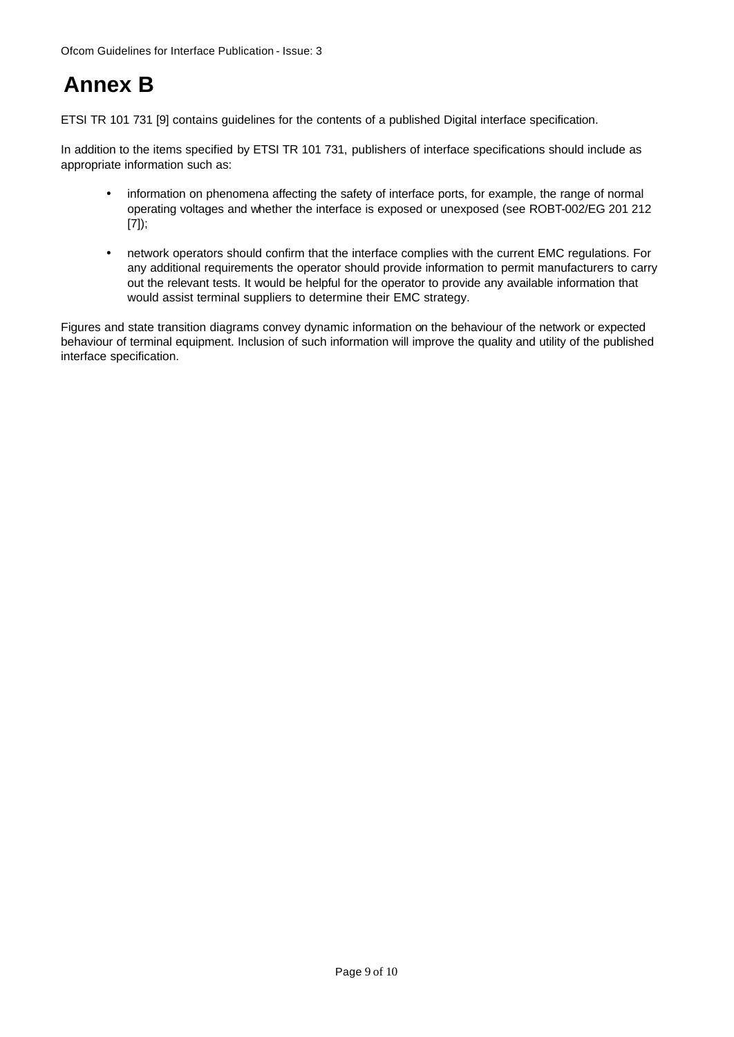# Annex B

ETSI TR 101 731 [9] contains guidelines for the contents of a published Digital interface specification.

In addition to the items specified by ETSI TR 101 731, publishers of interface specifications should include as appropriate information such as:

- information on phenomena affecting the safety of interface ports, for example, the range of normal operating voltages and whether the interface is exposed or unexposed (see ROBT-002/EG 201 212 [7]);
- network operators should confirm that the interface complies with the current EMC regulations. For any additional requirements the operator should provide information to permit manufacturers to carry out the relevant tests. It would be helpful for the operator to provide any available information that would assist terminal suppliers to determine their EMC strategy.

Figures and state transition diagrams convey dynamic information on the behaviour of the network or expected behaviour of terminal equipment. Inclusion of such information will improve the quality and utility of the published interface specification.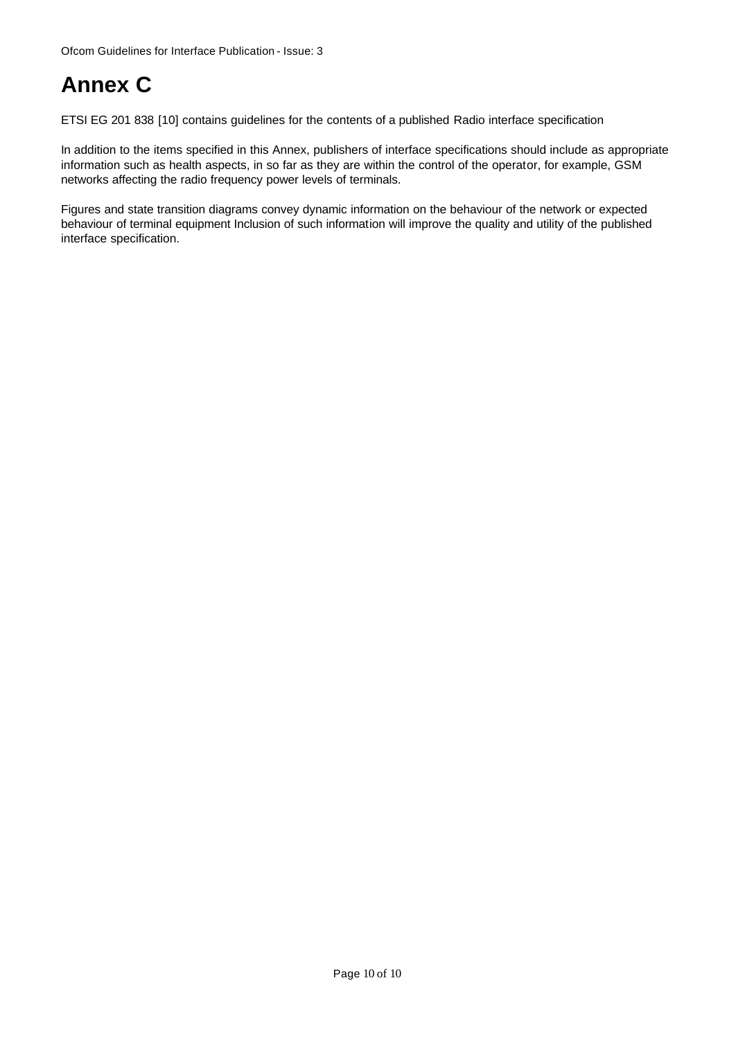# Annex C

ETSI EG 201 838 [10] contains guidelines for the contents of a published Radio interface specification

In addition to the items specified in this Annex, publishers of interface specifications should include as appropriate information such as health aspects, in so far as they are within the control of the operator, for example, GSM networks affecting the radio frequency power levels of terminals.

Figures and state transition diagrams convey dynamic information on the behaviour of the network or expected behaviour of terminal equipment Inclusion of such information will improve the quality and utility of the published interface specification.